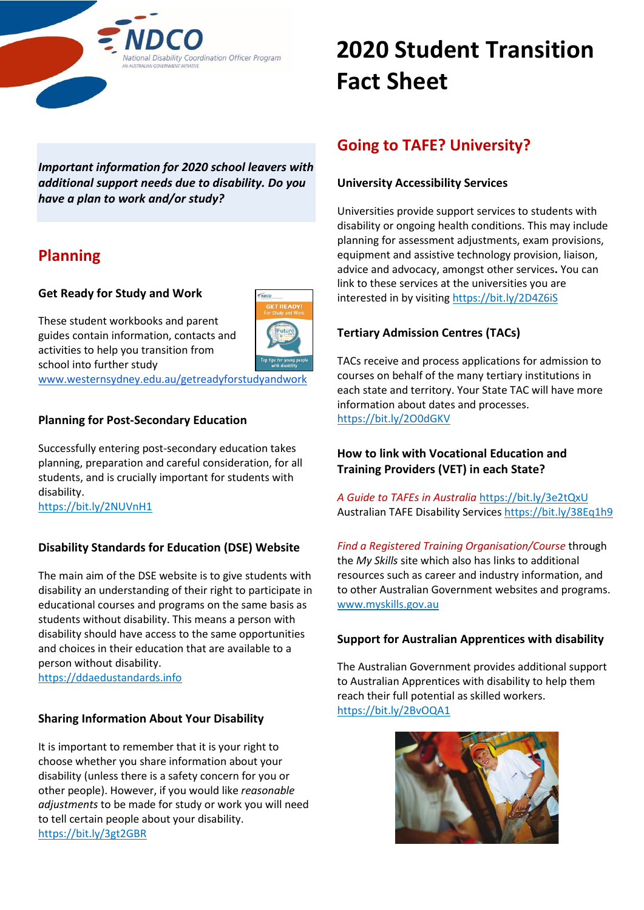# 2020 Student Transition Fact Sheet

***Important information for 2020 school leavers with additional support needs due to disability. Do you have a plan to work and/or study?***

## Planning

### Get Ready for Study and Work

These student workbooks and parent guides contain information, contacts and activities to help you transition from school into further study
www.westernsydney.edu.au/getreadyforstudyandwork

### Planning for Post-Secondary Education

Successfully entering post-secondary education takes planning, preparation and careful consideration, for all students, and is crucially important for students with disability.
https://bit.ly/2NUVnH1

### Disability Standards for Education (DSE) Website

The main aim of the DSE website is to give students with disability an understanding of their right to participate in educational courses and programs on the same basis as students without disability. This means a person with disability should have access to the same opportunities and choices in their education that are available to a person without disability.
https://ddaedustandards.info

### Sharing Information About Your Disability

It is important to remember that it is your right to choose whether you share information about your disability (unless there is a safety concern for you or other people). However, if you would like *reasonable adjustments* to be made for study or work you will need to tell certain people about your disability.
https://bit.ly/3gt2GBR

## Going to TAFE? University?

### University Accessibility Services

Universities provide support services to students with disability or ongoing health conditions. This may include planning for assessment adjustments, exam provisions, equipment and assistive technology provision, liaison, advice and advocacy, amongst other services**.** You can link to these services at the universities you are interested in by visiting https://bit.ly/2D4Z6iS

### Tertiary Admission Centres (TACs)

TACs receive and process applications for admission to courses on behalf of the many tertiary institutions in each state and territory. Your State TAC will have more information about dates and processes.
https://bit.ly/2O0dGKV

### How to link with Vocational Education and Training Providers (VET) in each State?

*A Guide to TAFEs in Australia* https://bit.ly/3e2tQxU
Australian TAFE Disability Services https://bit.ly/38Eq1h9

*Find a Registered Training Organisation/Course* through the *My Skills* site which also has links to additional resources such as career and industry information, and to other Australian Government websites and programs.
www.myskills.gov.au

### Support for Australian Apprentices with disability

The Australian Government provides additional support to Australian Apprentices with disability to help them reach their full potential as skilled workers.
https://bit.ly/2BvOQA1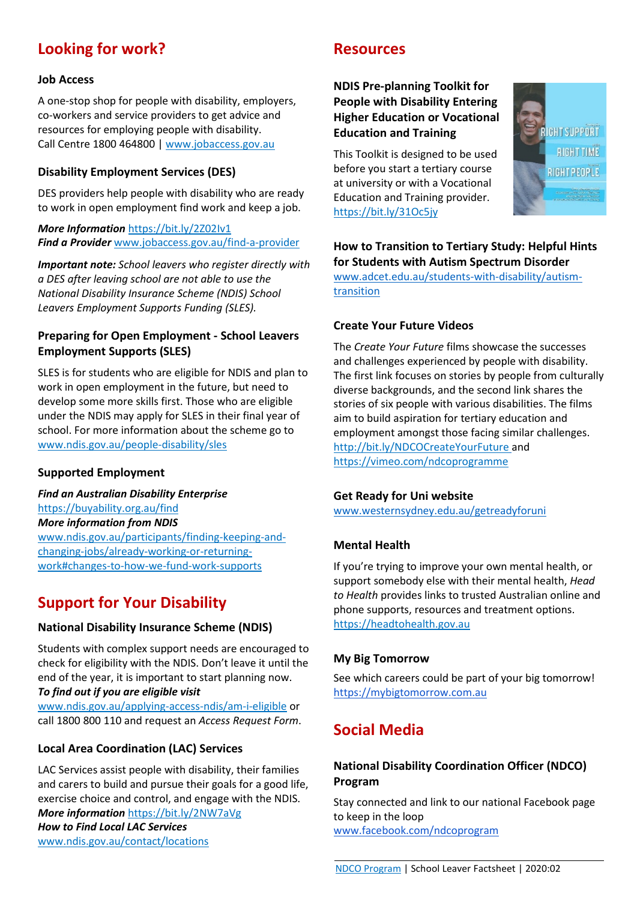## Looking for work?

### Job Access

A one-stop shop for people with disability, employers, co-workers and service providers to get advice and resources for employing people with disability.
Call Centre 1800 464800 | www.jobaccess.gov.au

### Disability Employment Services (DES)

DES providers help people with disability who are ready to work in open employment find work and keep a job.

***More Information*** https://bit.ly/2Z02Iv1
***Find a Provider*** www.jobaccess.gov.au/find-a-provider

***Important note:*** *School leavers who register directly with a DES after leaving school are not able to use the National Disability Insurance Scheme (NDIS) School Leavers Employment Supports Funding (SLES).*

### Preparing for Open Employment - School Leavers Employment Supports (SLES)

SLES is for students who are eligible for NDIS and plan to work in open employment in the future, but need to develop some more skills first. Those who are eligible under the NDIS may apply for SLES in their final year of school. For more information about the scheme go to www.ndis.gov.au/people-disability/sles

### Supported Employment

***Find an Australian Disability Enterprise***
https://buyability.org.au/find
***More information from NDIS***
www.ndis.gov.au/participants/finding-keeping-and-changing-jobs/already-working-or-returning-work#changes-to-how-we-fund-work-supports

## Support for Your Disability

### National Disability Insurance Scheme (NDIS)

Students with complex support needs are encouraged to check for eligibility with the NDIS. Don't leave it until the end of the year, it is important to start planning now.
***To find out if you are eligible visit***
www.ndis.gov.au/applying-access-ndis/am-i-eligible or call 1800 800 110 and request an *Access Request Form*.

### Local Area Coordination (LAC) Services

LAC Services assist people with disability, their families and carers to build and pursue their goals for a good life, exercise choice and control, and engage with the NDIS.
***More information*** https://bit.ly/2NW7aVg
***How to Find Local LAC Services***
www.ndis.gov.au/contact/locations

## Resources

### NDIS Pre-planning Toolkit for People with Disability Entering Higher Education or Vocational Education and Training

This Toolkit is designed to be used before you start a tertiary course at university or with a Vocational Education and Training provider.
https://bit.ly/31Oc5jy

### How to Transition to Tertiary Study: Helpful Hints for Students with Autism Spectrum Disorder

www.adcet.edu.au/students-with-disability/autism-transition

### Create Your Future Videos

The *Create Your Future* films showcase the successes and challenges experienced by people with disability. The first link focuses on stories by people from culturally diverse backgrounds, and the second link shares the stories of six people with various disabilities. The films aim to build aspiration for tertiary education and employment amongst those facing similar challenges.
http://bit.ly/NDCOCreateYourFuture and https://vimeo.com/ndcoprogramme

### Get Ready for Uni website

www.westernsydney.edu.au/getreadyforuni

### Mental Health

If you're trying to improve your own mental health, or support somebody else with their mental health, *Head to Health* provides links to trusted Australian online and phone supports, resources and treatment options.
https://headtohealth.gov.au

### My Big Tomorrow

See which careers could be part of your big tomorrow!
https://mybigtomorrow.com.au

## Social Media

### National Disability Coordination Officer (NDCO) Program

Stay connected and link to our national Facebook page to keep in the loop
www.facebook.com/ndcoprogram